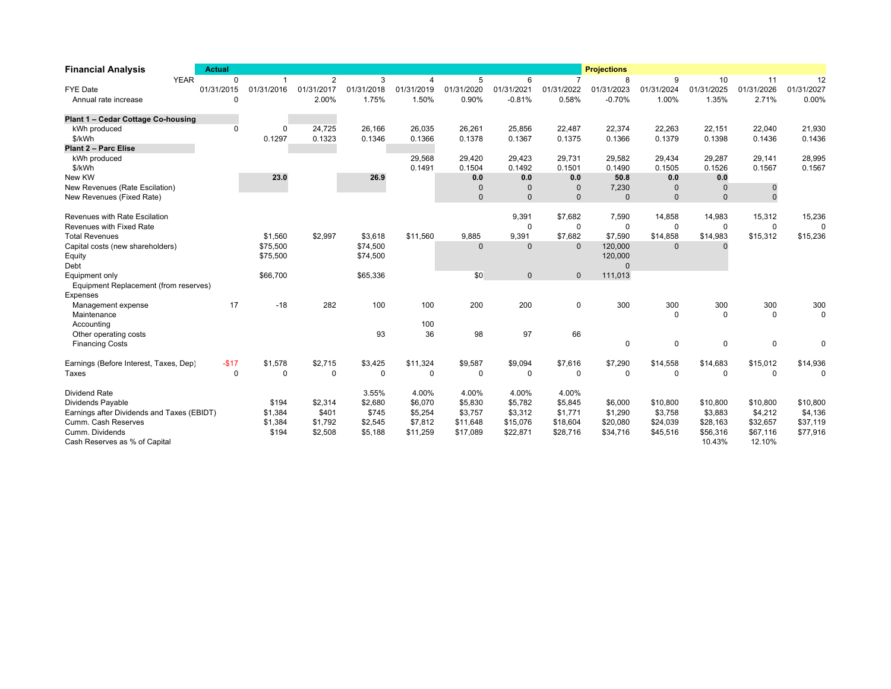| Financial Analysis | Actual | | | | | | | | Projections | | | | |
|---|---|---|---|---|---|---|---|---|---|---|---|---|---|
| YEAR | 0 | 1 | 2 | 3 | 4 | 5 | 6 | 7 | 8 | 9 | 10 | 11 | 12 |
| FYE Date | 01/31/2015 | 01/31/2016 | 01/31/2017 | 01/31/2018 | 01/31/2019 | 01/31/2020 | 01/31/2021 | 01/31/2022 | 01/31/2023 | 01/31/2024 | 01/31/2025 | 01/31/2026 | 01/31/2027 |
| Annual rate increase | 0 | | 2.00% | 1.75% | 1.50% | 0.90% | -0.81% | 0.58% | -0.70% | 1.00% | 1.35% | 2.71% | 0.00% |
| **Plant 1 – Cedar Cottage Co-housing** | | | | | | | | | | | | | |
| kWh produced | 0 | 0 | 24,725 | 26,166 | 26,035 | 26,261 | 25,856 | 22,487 | 22,374 | 22,263 | 22,151 | 22,040 | 21,930 |
| $/kWh | | 0.1297 | 0.1323 | 0.1346 | 0.1366 | 0.1378 | 0.1367 | 0.1375 | 0.1366 | 0.1379 | 0.1398 | 0.1436 | 0.1436 |
| **Plant 2 – Parc Elise** | | | | | | | | | | | | | |
| kWh produced | | | | | 29,568 | 29,420 | 29,423 | 29,731 | 29,582 | 29,434 | 29,287 | 29,141 | 28,995 |
| $/kWh | | | | | 0.1491 | 0.1504 | 0.1492 | 0.1501 | 0.1490 | 0.1505 | 0.1526 | 0.1567 | 0.1567 |
| New KW | | **23.0** | | **26.9** | | **0.0** | **0.0** | **0.0** | **50.8** | **0.0** | **0.0** | | |
| New Revenues (Rate Escilation) | | | | | | 0 | 0 | 0 | 7,230 | 0 | 0 | 0 | |
| New Revenues (Fixed Rate) | | | | | | 0 | 0 | 0 | 0 | 0 | 0 | 0 | |
| | | | | | | | | | | | | | |
| Revenues with Rate Escilation | | | | | | | 9,391 | $7,682 | 7,590 | 14,858 | 14,983 | 15,312 | 15,236 |
| Revenues with Fixed Rate | | | | | | | 0 | 0 | 0 | 0 | 0 | 0 | 0 |
| Total Revenues | | $1,560 | $2,997 | $3,618 | $11,560 | 9,885 | 9,391 | $7,682 | $7,590 | $14,858 | $14,983 | $15,312 | $15,236 |
| Capital costs (new shareholders) | | $75,500 | | $74,500 | | 0 | 0 | 0 | 120,000 | 0 | 0 | | |
| Equity | | $75,500 | | $74,500 | | | | | 120,000 | | | | |
| Debt | | | | | | | | | 0 | | | | |
| Equipment only | | $66,700 | | $65,336 | | $0 | 0 | 0 | 111,013 | | | | |
| Equipment Replacement (from reserves) | | | | | | | | | | | | | |
| Expenses | | | | | | | | | | | | | |
| Management expense | 17 | -18 | 282 | 100 | 100 | 200 | 200 | 0 | 300 | 300 | 300 | 300 | 300 |
| Maintenance | | | | | | | | | | 0 | 0 | 0 | 0 |
| Accounting | | | | | 100 | | | | | | | | |
| Other operating costs | | | | 93 | 36 | 98 | 97 | 66 | | | | | |
| Financing Costs | | | | | | | | | 0 | 0 | 0 | 0 | 0 |
| | | | | | | | | | | | | | |
| Earnings (Before Interest, Taxes, Dep) | -$17 | $1,578 | $2,715 | $3,425 | $11,324 | $9,587 | $9,094 | $7,616 | $7,290 | $14,558 | $14,683 | $15,012 | $14,936 |
| Taxes | 0 | 0 | 0 | 0 | 0 | 0 | 0 | 0 | 0 | 0 | 0 | 0 | 0 |
| | | | | | | | | | | | | | |
| Dividend Rate | | | | 3.55% | 4.00% | 4.00% | 4.00% | 4.00% | | | | | |
| Dividends Payable | | $194 | $2,314 | $2,680 | $6,070 | $5,830 | $5,782 | $5,845 | $6,000 | $10,800 | $10,800 | $10,800 | $10,800 |
| Earnings after Dividends and Taxes (EBIDT) | | $1,384 | $401 | $745 | $5,254 | $3,757 | $3,312 | $1,771 | $1,290 | $3,758 | $3,883 | $4,212 | $4,136 |
| Cumm. Cash Reserves | | $1,384 | $1,792 | $2,545 | $7,812 | $11,648 | $15,076 | $18,604 | $20,080 | $24,039 | $28,163 | $32,657 | $37,119 |
| Cumm. Dividends | | $194 | $2,508 | $5,188 | $11,259 | $17,089 | $22,871 | $28,716 | $34,716 | $45,516 | $56,316 | $67,116 | $77,916 |
| Cash Reserves as % of Capital | | | | | | | | | | | 10.43% | 12.10% | |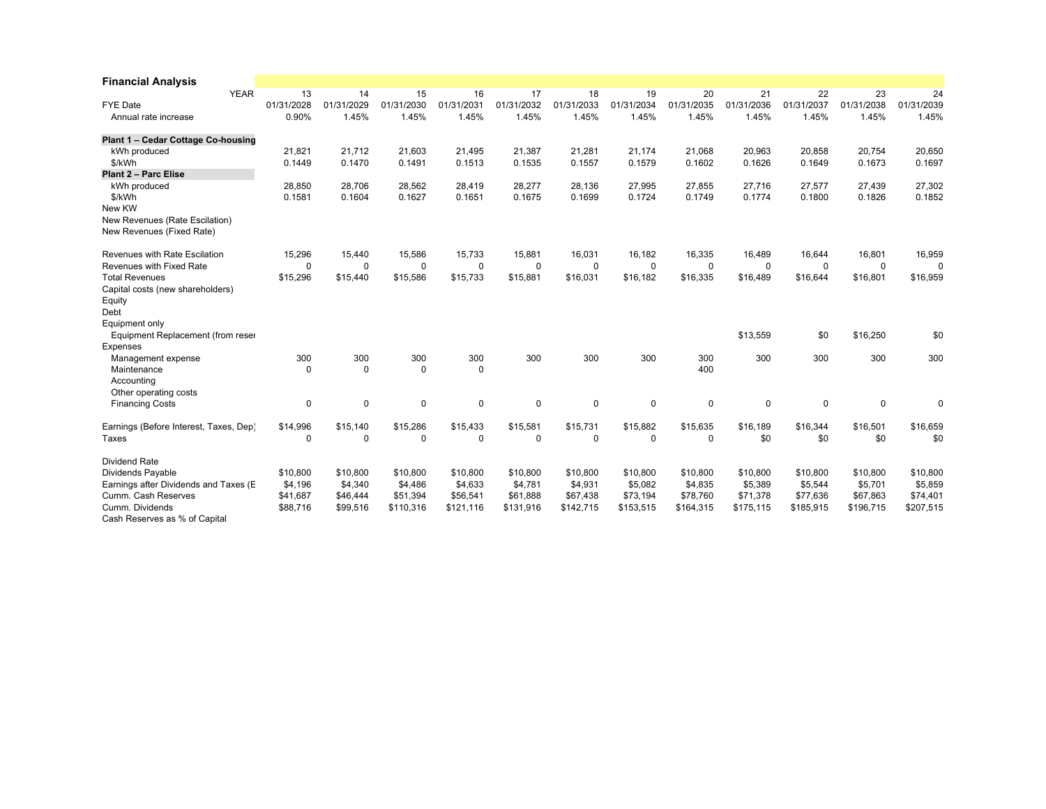## Financial Analysis

| YEAR | 13 | 14 | 15 | 16 | 17 | 18 | 19 | 20 | 21 | 22 | 23 | 24 |
|---|---|---|---|---|---|---|---|---|---|---|---|---|
| FYE Date | 01/31/2028 | 01/31/2029 | 01/31/2030 | 01/31/2031 | 01/31/2032 | 01/31/2033 | 01/31/2034 | 01/31/2035 | 01/31/2036 | 01/31/2037 | 01/31/2038 | 01/31/2039 |
| Annual rate increase | 0.90% | 1.45% | 1.45% | 1.45% | 1.45% | 1.45% | 1.45% | 1.45% | 1.45% | 1.45% | 1.45% | 1.45% |
| | | | | | | | | | | | | |
| **Plant 1 – Cedar Cottage Co-housing** | | | | | | | | | | | | |
| kWh produced | 21,821 | 21,712 | 21,603 | 21,495 | 21,387 | 21,281 | 21,174 | 21,068 | 20,963 | 20,858 | 20,754 | 20,650 |
| $/kWh | 0.1449 | 0.1470 | 0.1491 | 0.1513 | 0.1535 | 0.1557 | 0.1579 | 0.1602 | 0.1626 | 0.1649 | 0.1673 | 0.1697 |
| **Plant 2 – Parc Elise** | | | | | | | | | | | | |
| kWh produced | 28,850 | 28,706 | 28,562 | 28,419 | 28,277 | 28,136 | 27,995 | 27,855 | 27,716 | 27,577 | 27,439 | 27,302 |
| $/kWh | 0.1581 | 0.1604 | 0.1627 | 0.1651 | 0.1675 | 0.1699 | 0.1724 | 0.1749 | 0.1774 | 0.1800 | 0.1826 | 0.1852 |
| New KW | | | | | | | | | | | | |
| New Revenues (Rate Escilation) | | | | | | | | | | | | |
| New Revenues (Fixed Rate) | | | | | | | | | | | | |
| | | | | | | | | | | | | |
| Revenues with Rate Escilation | 15,296 | 15,440 | 15,586 | 15,733 | 15,881 | 16,031 | 16,182 | 16,335 | 16,489 | 16,644 | 16,801 | 16,959 |
| Revenues with Fixed Rate | 0 | 0 | 0 | 0 | 0 | 0 | 0 | 0 | 0 | 0 | 0 | 0 |
| Total Revenues | $15,296 | $15,440 | $15,586 | $15,733 | $15,881 | $16,031 | $16,182 | $16,335 | $16,489 | $16,644 | $16,801 | $16,959 |
| Capital costs (new shareholders) | | | | | | | | | | | | |
| Equity | | | | | | | | | | | | |
| Debt | | | | | | | | | | | | |
| Equipment only | | | | | | | | | | | | |
| Equipment Replacement (from reser | | | | | | | | | $13,559 | $0 | $16,250 | $0 |
| Expenses | | | | | | | | | | | | |
| Management expense | 300 | 300 | 300 | 300 | 300 | 300 | 300 | 300 | 300 | 300 | 300 | 300 |
| Maintenance | 0 | 0 | 0 | 0 | | | | 400 | | | | |
| Accounting | | | | | | | | | | | | |
| Other operating costs | | | | | | | | | | | | |
| Financing Costs | 0 | 0 | 0 | 0 | 0 | 0 | 0 | 0 | 0 | 0 | 0 | 0 |
| | | | | | | | | | | | | |
| Earnings (Before Interest, Taxes, Dep) | $14,996 | $15,140 | $15,286 | $15,433 | $15,581 | $15,731 | $15,882 | $15,635 | $16,189 | $16,344 | $16,501 | $16,659 |
| Taxes | 0 | 0 | 0 | 0 | 0 | 0 | 0 | 0 | $0 | $0 | $0 | $0 |
| | | | | | | | | | | | | |
| Dividend Rate | | | | | | | | | | | | |
| Dividends Payable | $10,800 | $10,800 | $10,800 | $10,800 | $10,800 | $10,800 | $10,800 | $10,800 | $10,800 | $10,800 | $10,800 | $10,800 |
| Earnings after Dividends and Taxes (E | $4,196 | $4,340 | $4,486 | $4,633 | $4,781 | $4,931 | $5,082 | $4,835 | $5,389 | $5,544 | $5,701 | $5,859 |
| Cumm. Cash Reserves | $41,687 | $46,444 | $51,394 | $56,541 | $61,888 | $67,438 | $73,194 | $78,760 | $71,378 | $77,636 | $67,863 | $74,401 |
| Cumm. Dividends | $88,716 | $99,516 | $110,316 | $121,116 | $131,916 | $142,715 | $153,515 | $164,315 | $175,115 | $185,915 | $196,715 | $207,515 |
| Cash Reserves as % of Capital | | | | | | | | | | | | |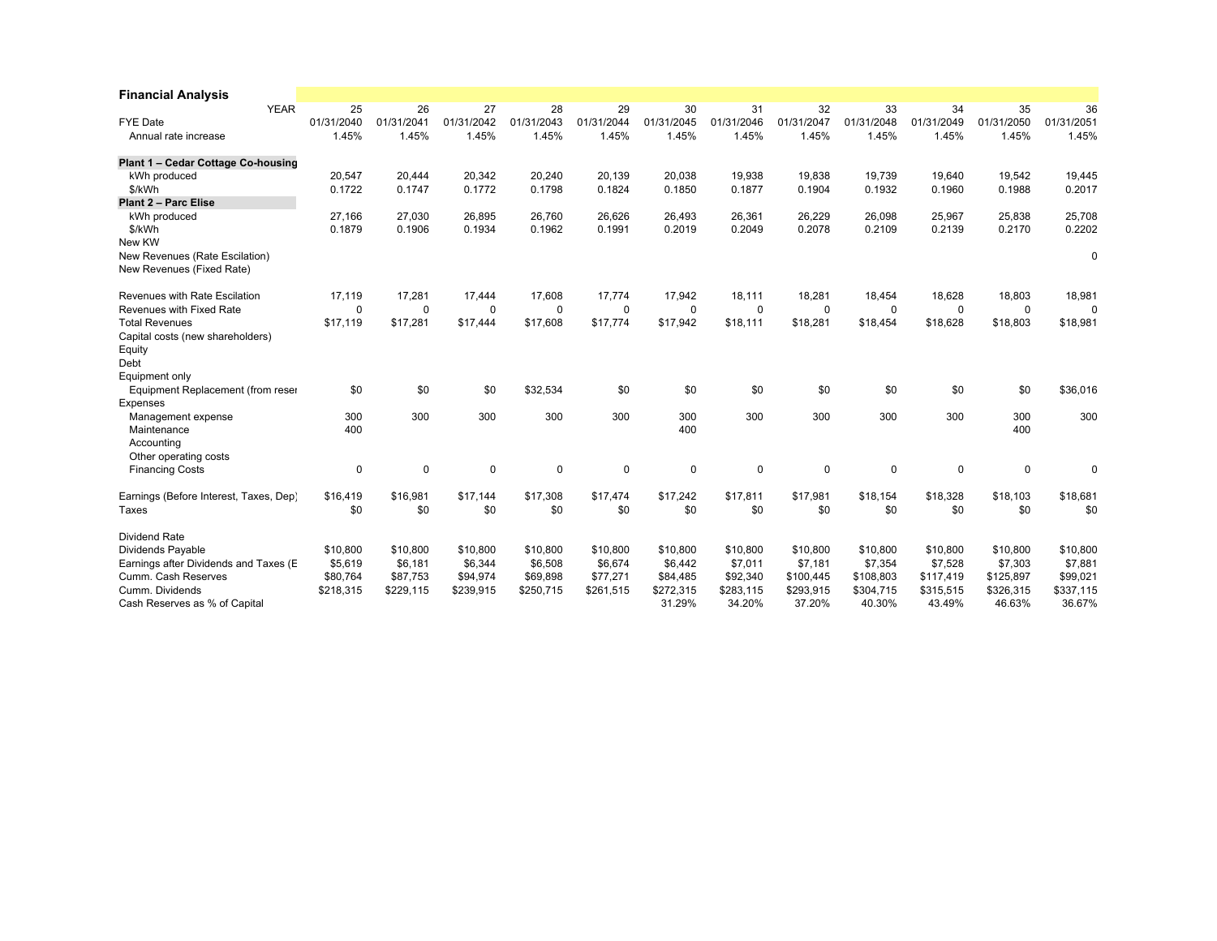## Financial Analysis

| YEAR | 25 | 26 | 27 | 28 | 29 | 30 | 31 | 32 | 33 | 34 | 35 | 36 |
|---|---|---|---|---|---|---|---|---|---|---|---|---|
| FYE Date | 01/31/2040 | 01/31/2041 | 01/31/2042 | 01/31/2043 | 01/31/2044 | 01/31/2045 | 01/31/2046 | 01/31/2047 | 01/31/2048 | 01/31/2049 | 01/31/2050 | 01/31/2051 |
| Annual rate increase | 1.45% | 1.45% | 1.45% | 1.45% | 1.45% | 1.45% | 1.45% | 1.45% | 1.45% | 1.45% | 1.45% | 1.45% |
| | | | | | | | | | | | | |
| **Plant 1 – Cedar Cottage Co-housing** | | | | | | | | | | | | |
| kWh produced | 20,547 | 20,444 | 20,342 | 20,240 | 20,139 | 20,038 | 19,938 | 19,838 | 19,739 | 19,640 | 19,542 | 19,445 |
| $/kWh | 0.1722 | 0.1747 | 0.1772 | 0.1798 | 0.1824 | 0.1850 | 0.1877 | 0.1904 | 0.1932 | 0.1960 | 0.1988 | 0.2017 |
| **Plant 2 – Parc Elise** | | | | | | | | | | | | |
| kWh produced | 27,166 | 27,030 | 26,895 | 26,760 | 26,626 | 26,493 | 26,361 | 26,229 | 26,098 | 25,967 | 25,838 | 25,708 |
| $/kWh | 0.1879 | 0.1906 | 0.1934 | 0.1962 | 0.1991 | 0.2019 | 0.2049 | 0.2078 | 0.2109 | 0.2139 | 0.2170 | 0.2202 |
| New KW | | | | | | | | | | | | |
| New Revenues (Rate Escilation) | | | | | | | | | | | | 0 |
| New Revenues (Fixed Rate) | | | | | | | | | | | | |
| | | | | | | | | | | | | |
| Revenues with Rate Escilation | 17,119 | 17,281 | 17,444 | 17,608 | 17,774 | 17,942 | 18,111 | 18,281 | 18,454 | 18,628 | 18,803 | 18,981 |
| Revenues with Fixed Rate | 0 | 0 | 0 | 0 | 0 | 0 | 0 | 0 | 0 | 0 | 0 | 0 |
| Total Revenues | $17,119 | $17,281 | $17,444 | $17,608 | $17,774 | $17,942 | $18,111 | $18,281 | $18,454 | $18,628 | $18,803 | $18,981 |
| Capital costs (new shareholders) | | | | | | | | | | | | |
| Equity | | | | | | | | | | | | |
| Debt | | | | | | | | | | | | |
| Equipment only | | | | | | | | | | | | |
| Equipment Replacement (from reser | $0 | $0 | $0 | $32,534 | $0 | $0 | $0 | $0 | $0 | $0 | $0 | $36,016 |
| Expenses | | | | | | | | | | | | |
| Management expense | 300 | 300 | 300 | 300 | 300 | 300 | 300 | 300 | 300 | 300 | 300 | 300 |
| Maintenance | 400 | | | | | 400 | | | | | 400 | |
| Accounting | | | | | | | | | | | | |
| Other operating costs | | | | | | | | | | | | |
| Financing Costs | 0 | 0 | 0 | 0 | 0 | 0 | 0 | 0 | 0 | 0 | 0 | 0 |
| | | | | | | | | | | | | |
| Earnings (Before Interest, Taxes, Dep) | $16,419 | $16,981 | $17,144 | $17,308 | $17,474 | $17,242 | $17,811 | $17,981 | $18,154 | $18,328 | $18,103 | $18,681 |
| Taxes | $0 | $0 | $0 | $0 | $0 | $0 | $0 | $0 | $0 | $0 | $0 | $0 |
| | | | | | | | | | | | | |
| Dividend Rate | | | | | | | | | | | | |
| Dividends Payable | $10,800 | $10,800 | $10,800 | $10,800 | $10,800 | $10,800 | $10,800 | $10,800 | $10,800 | $10,800 | $10,800 | $10,800 |
| Earnings after Dividends and Taxes (E | $5,619 | $6,181 | $6,344 | $6,508 | $6,674 | $6,442 | $7,011 | $7,181 | $7,354 | $7,528 | $7,303 | $7,881 |
| Cumm. Cash Reserves | $80,764 | $87,753 | $94,974 | $69,898 | $77,271 | $84,485 | $92,340 | $100,445 | $108,803 | $117,419 | $125,897 | $99,021 |
| Cumm. Dividends | $218,315 | $229,115 | $239,915 | $250,715 | $261,515 | $272,315 | $283,115 | $293,915 | $304,715 | $315,515 | $326,315 | $337,115 |
| Cash Reserves as % of Capital | | | | | | 31.29% | 34.20% | 37.20% | 40.30% | 43.49% | 46.63% | 36.67% |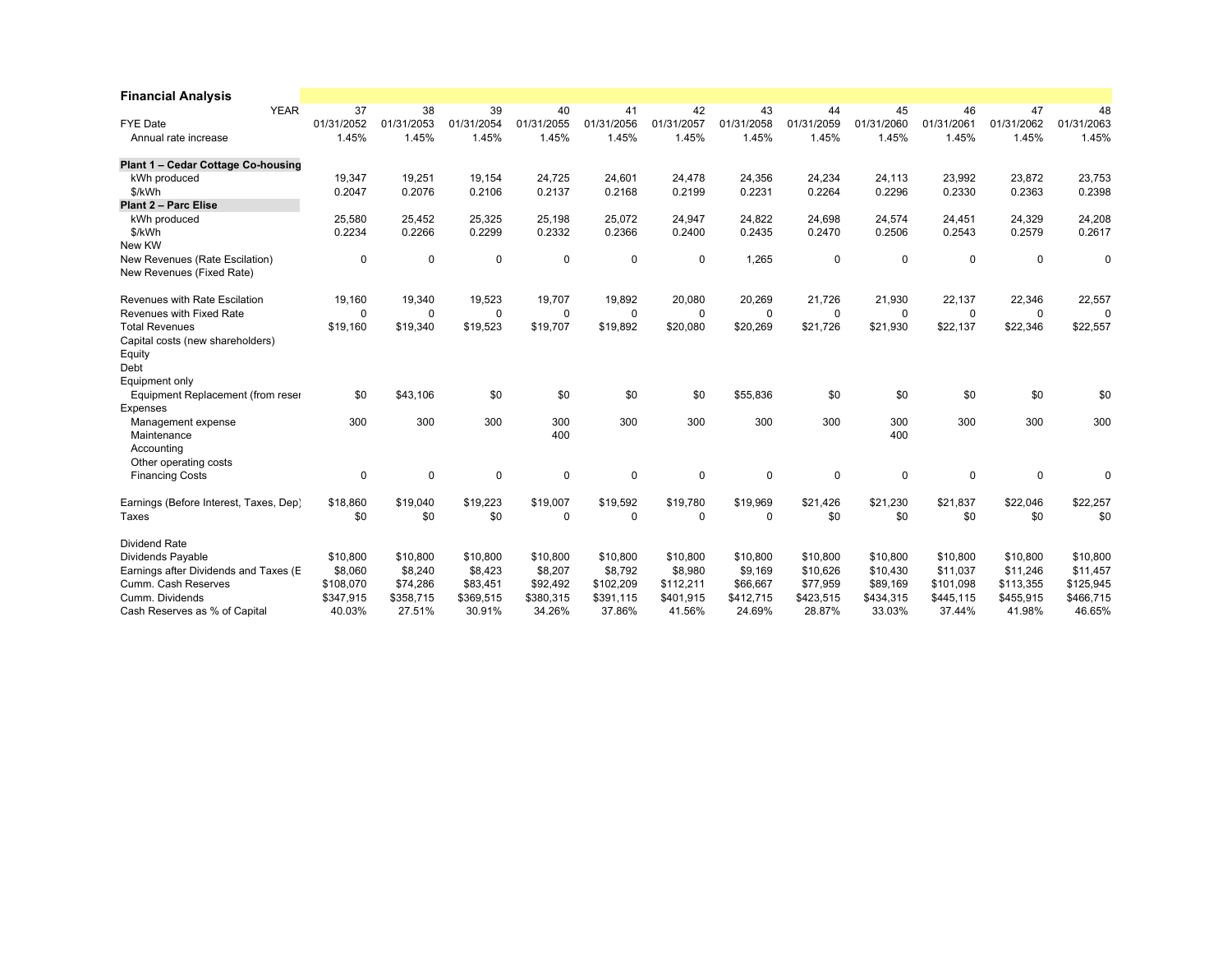## Financial Analysis

| YEAR | 37 | 38 | 39 | 40 | 41 | 42 | 43 | 44 | 45 | 46 | 47 | 48 |
|---|---|---|---|---|---|---|---|---|---|---|---|---|
| FYE Date | 01/31/2052 | 01/31/2053 | 01/31/2054 | 01/31/2055 | 01/31/2056 | 01/31/2057 | 01/31/2058 | 01/31/2059 | 01/31/2060 | 01/31/2061 | 01/31/2062 | 01/31/2063 |
| Annual rate increase | 1.45% | 1.45% | 1.45% | 1.45% | 1.45% | 1.45% | 1.45% | 1.45% | 1.45% | 1.45% | 1.45% | 1.45% |
| **Plant 1 – Cedar Cottage Co-housing** | | | | | | | | | | | | |
| kWh produced | 19,347 | 19,251 | 19,154 | 24,725 | 24,601 | 24,478 | 24,356 | 24,234 | 24,113 | 23,992 | 23,872 | 23,753 |
| $/kWh | 0.2047 | 0.2076 | 0.2106 | 0.2137 | 0.2168 | 0.2199 | 0.2231 | 0.2264 | 0.2296 | 0.2330 | 0.2363 | 0.2398 |
| **Plant 2 – Parc Elise** | | | | | | | | | | | | |
| kWh produced | 25,580 | 25,452 | 25,325 | 25,198 | 25,072 | 24,947 | 24,822 | 24,698 | 24,574 | 24,451 | 24,329 | 24,208 |
| $/kWh | 0.2234 | 0.2266 | 0.2299 | 0.2332 | 0.2366 | 0.2400 | 0.2435 | 0.2470 | 0.2506 | 0.2543 | 0.2579 | 0.2617 |
| New KW | | | | | | | | | | | | |
| New Revenues (Rate Escilation) | 0 | 0 | 0 | 0 | 0 | 0 | 1,265 | 0 | 0 | 0 | 0 | 0 |
| New Revenues (Fixed Rate) | | | | | | | | | | | | |
| Revenues with Rate Escilation | 19,160 | 19,340 | 19,523 | 19,707 | 19,892 | 20,080 | 20,269 | 21,726 | 21,930 | 22,137 | 22,346 | 22,557 |
| Revenues with Fixed Rate | 0 | 0 | 0 | 0 | 0 | 0 | 0 | 0 | 0 | 0 | 0 | 0 |
| Total Revenues | $19,160 | $19,340 | $19,523 | $19,707 | $19,892 | $20,080 | $20,269 | $21,726 | $21,930 | $22,137 | $22,346 | $22,557 |
| Capital costs (new shareholders) | | | | | | | | | | | | |
| Equity | | | | | | | | | | | | |
| Debt | | | | | | | | | | | | |
| Equipment only | | | | | | | | | | | | |
| Equipment Replacement (from reser | $0 | $43,106 | $0 | $0 | $0 | $0 | $55,836 | $0 | $0 | $0 | $0 | $0 |
| Expenses | | | | | | | | | | | | |
| Management expense | 300 | 300 | 300 | 300 | 300 | 300 | 300 | 300 | 300 | 300 | 300 | 300 |
| Maintenance | | | | 400 | | | | | 400 | | | |
| Accounting | | | | | | | | | | | | |
| Other operating costs | | | | | | | | | | | | |
| Financing Costs | 0 | 0 | 0 | 0 | 0 | 0 | 0 | 0 | 0 | 0 | 0 | 0 |
| Earnings (Before Interest, Taxes, Dep) | $18,860 | $19,040 | $19,223 | $19,007 | $19,592 | $19,780 | $19,969 | $21,426 | $21,230 | $21,837 | $22,046 | $22,257 |
| Taxes | $0 | $0 | $0 | 0 | 0 | 0 | 0 | $0 | $0 | $0 | $0 | $0 |
| Dividend Rate | | | | | | | | | | | | |
| Dividends Payable | $10,800 | $10,800 | $10,800 | $10,800 | $10,800 | $10,800 | $10,800 | $10,800 | $10,800 | $10,800 | $10,800 | $10,800 |
| Earnings after Dividends and Taxes (E | $8,060 | $8,240 | $8,423 | $8,207 | $8,792 | $8,980 | $9,169 | $10,626 | $10,430 | $11,037 | $11,246 | $11,457 |
| Cumm. Cash Reserves | $108,070 | $74,286 | $83,451 | $92,492 | $102,209 | $112,211 | $66,667 | $77,959 | $89,169 | $101,098 | $113,355 | $125,945 |
| Cumm. Dividends | $347,915 | $358,715 | $369,515 | $380,315 | $391,115 | $401,915 | $412,715 | $423,515 | $434,315 | $445,115 | $455,915 | $466,715 |
| Cash Reserves as % of Capital | 40.03% | 27.51% | 30.91% | 34.26% | 37.86% | 41.56% | 24.69% | 28.87% | 33.03% | 37.44% | 41.98% | 46.65% |